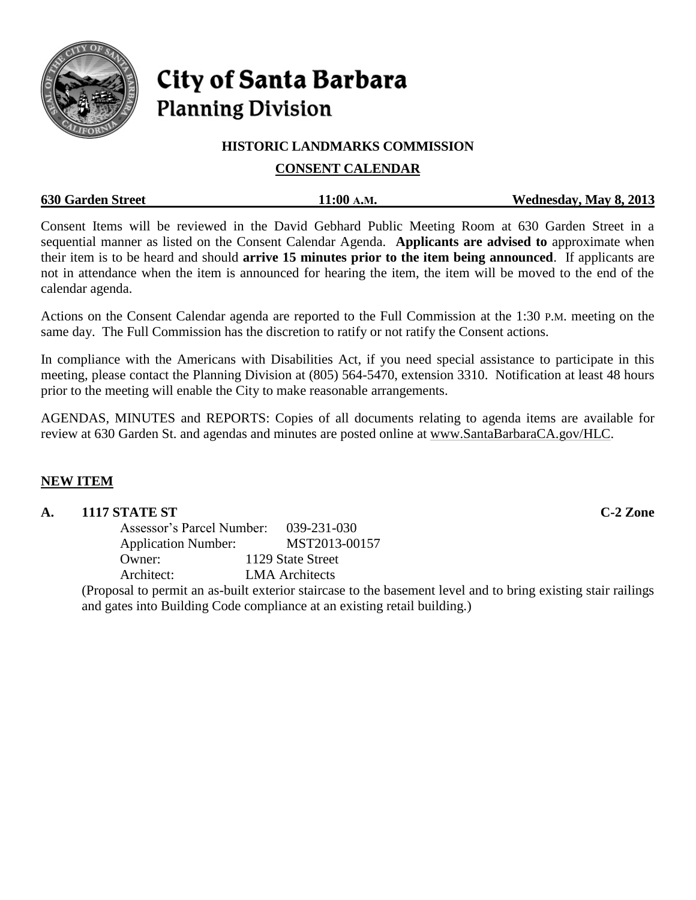# City of Santa Barbara

## Planning Division

### HISTORIC LANDMARKS COMMISSION

### CONSENT CALENDAR

**630 Garden Street** **11:00 A.M.** **Wednesday, May 8, 2013**

Consent Items will be reviewed in the David Gebhard Public Meeting Room at 630 Garden Street in a sequential manner as listed on the Consent Calendar Agenda. **Applicants are advised to** approximate when their item is to be heard and should **arrive 15 minutes prior to the item being announced**. If applicants are not in attendance when the item is announced for hearing the item, the item will be moved to the end of the calendar agenda.

Actions on the Consent Calendar agenda are reported to the Full Commission at the 1:30 P.M. meeting on the same day. The Full Commission has the discretion to ratify or not ratify the Consent actions.

In compliance with the Americans with Disabilities Act, if you need special assistance to participate in this meeting, please contact the Planning Division at (805) 564-5470, extension 3310. Notification at least 48 hours prior to the meeting will enable the City to make reasonable arrangements.

AGENDAS, MINUTES and REPORTS: Copies of all documents relating to agenda items are available for review at 630 Garden St. and agendas and minutes are posted online at www.SantaBarbaraCA.gov/HLC.

## NEW ITEM

**A. 1117 STATE ST** **C-2 Zone**

Assessor's Parcel Number: 039-231-030
Application Number: MST2013-00157
Owner: 1129 State Street
Architect: LMA Architects

(Proposal to permit an as-built exterior staircase to the basement level and to bring existing stair railings and gates into Building Code compliance at an existing retail building.)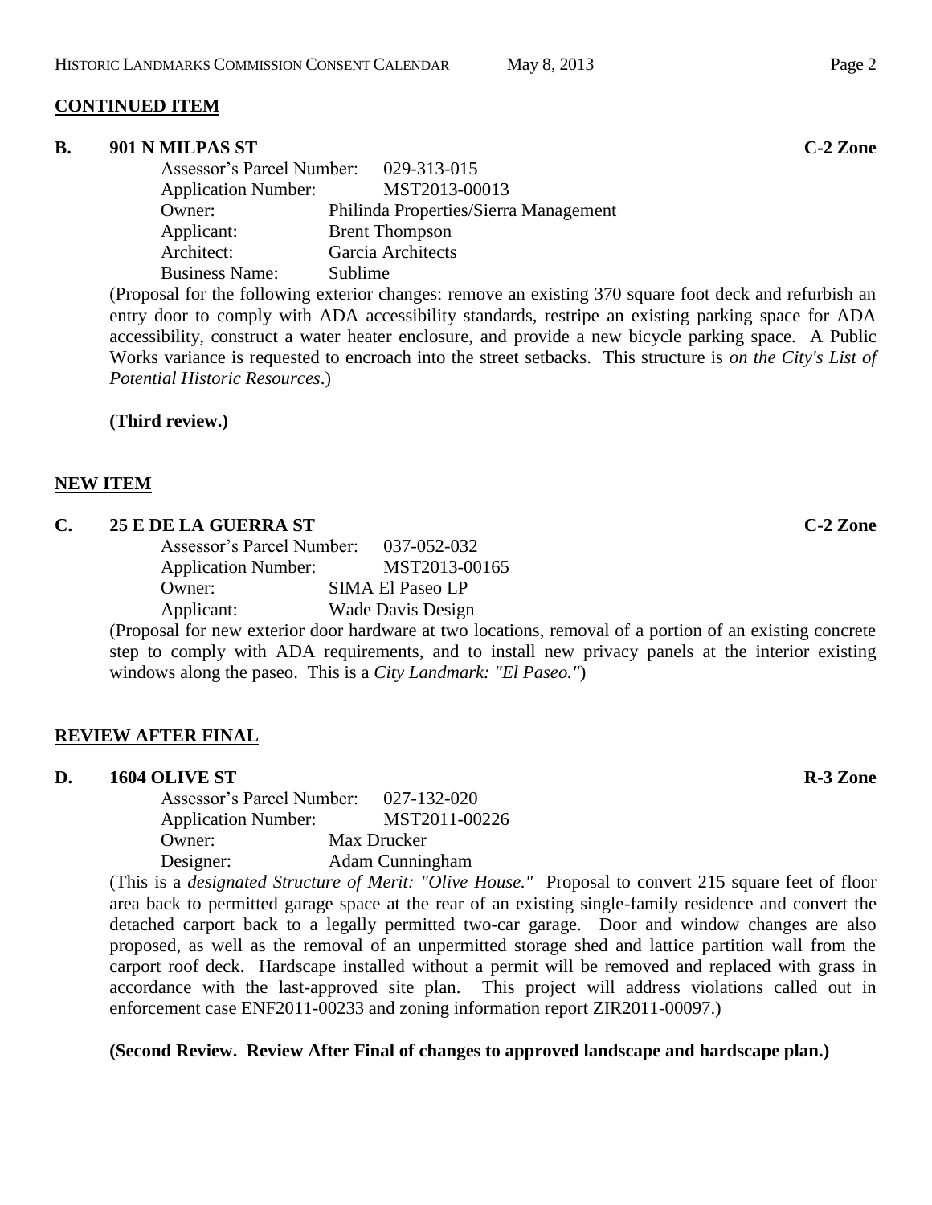**CONTINUED ITEM**

**B. 901 N MILPAS ST** **C-2 Zone**

Assessor's Parcel Number: 029-313-015
Application Number: MST2013-00013
Owner: Philinda Properties/Sierra Management
Applicant: Brent Thompson
Architect: Garcia Architects
Business Name: Sublime

(Proposal for the following exterior changes: remove an existing 370 square foot deck and refurbish an entry door to comply with ADA accessibility standards, restripe an existing parking space for ADA accessibility, construct a water heater enclosure, and provide a new bicycle parking space. A Public Works variance is requested to encroach into the street setbacks. This structure is *on the City's List of Potential Historic Resources*.)

**(Third review.)**

**NEW ITEM**

**C. 25 E DE LA GUERRA ST** **C-2 Zone**

Assessor's Parcel Number: 037-052-032
Application Number: MST2013-00165
Owner: SIMA El Paseo LP
Applicant: Wade Davis Design

(Proposal for new exterior door hardware at two locations, removal of a portion of an existing concrete step to comply with ADA requirements, and to install new privacy panels at the interior existing windows along the paseo. This is a *City Landmark: "El Paseo."*)

**REVIEW AFTER FINAL**

**D. 1604 OLIVE ST** **R-3 Zone**

Assessor's Parcel Number: 027-132-020
Application Number: MST2011-00226
Owner: Max Drucker
Designer: Adam Cunningham

(This is a *designated Structure of Merit: "Olive House."* Proposal to convert 215 square feet of floor area back to permitted garage space at the rear of an existing single-family residence and convert the detached carport back to a legally permitted two-car garage. Door and window changes are also proposed, as well as the removal of an unpermitted storage shed and lattice partition wall from the carport roof deck. Hardscape installed without a permit will be removed and replaced with grass in accordance with the last-approved site plan. This project will address violations called out in enforcement case ENF2011-00233 and zoning information report ZIR2011-00097.)

**(Second Review. Review After Final of changes to approved landscape and hardscape plan.)**